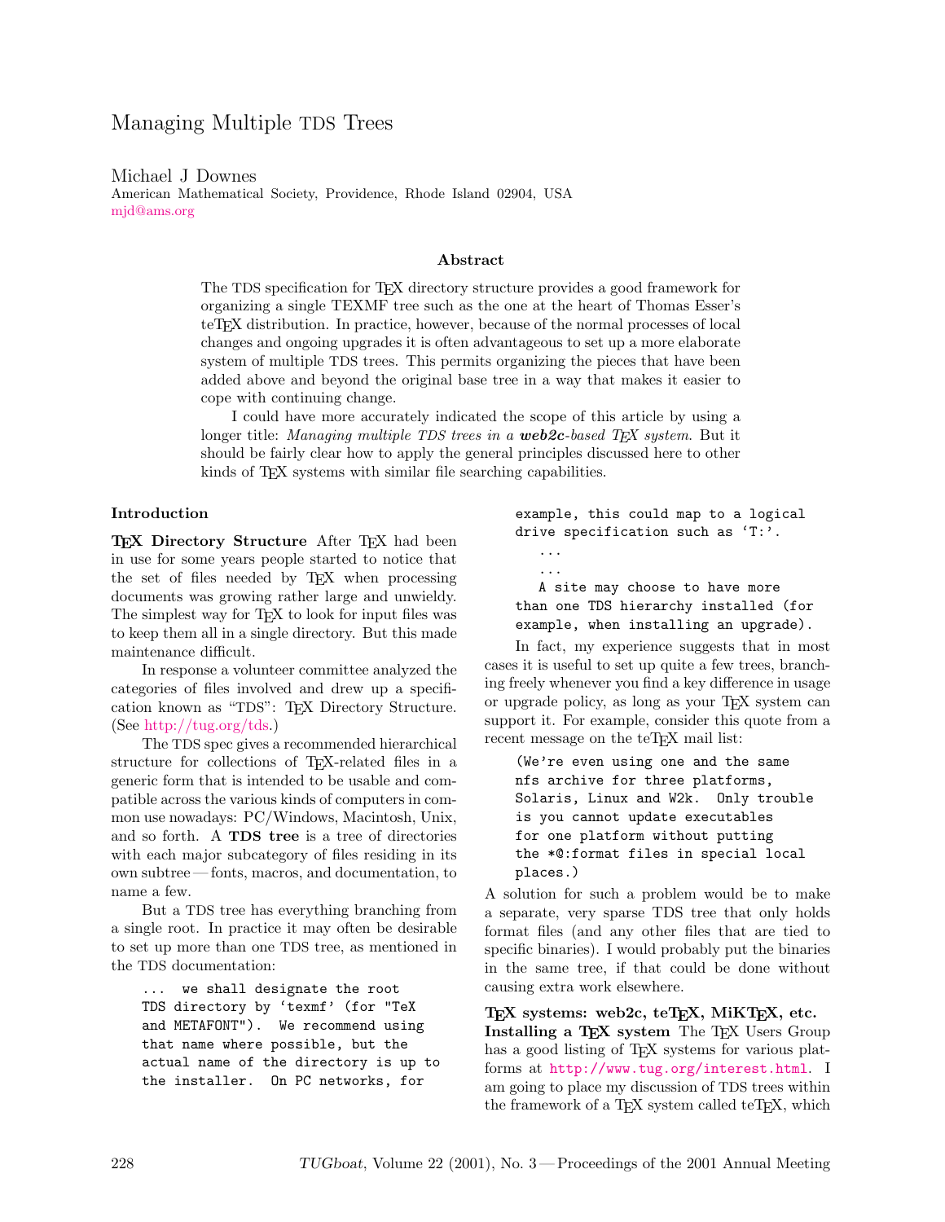# Managing Multiple TDS Trees

Michael J Downes
American Mathematical Society, Providence, Rhode Island 02904, USA
mjd@ams.org

### Abstract

The TDS specification for TeX directory structure provides a good framework for organizing a single TEXMF tree such as the one at the heart of Thomas Esser's teTeX distribution. In practice, however, because of the normal processes of local changes and ongoing upgrades it is often advantageous to set up a more elaborate system of multiple TDS trees. This permits organizing the pieces that have been added above and beyond the original base tree in a way that makes it easier to cope with continuing change.

I could have more accurately indicated the scope of this article by using a longer title: *Managing multiple TDS trees in a **web2c**-based TeX system.* But it should be fairly clear how to apply the general principles discussed here to other kinds of TeX systems with similar file searching capabilities.

## Introduction

**TeX Directory Structure** After TeX had been in use for some years people started to notice that the set of files needed by TeX when processing documents was growing rather large and unwieldy. The simplest way for TeX to look for input files was to keep them all in a single directory. But this made maintenance difficult.

In response a volunteer committee analyzed the categories of files involved and drew up a specification known as "TDS": TeX Directory Structure. (See http://tug.org/tds.)

The TDS spec gives a recommended hierarchical structure for collections of TeX-related files in a generic form that is intended to be usable and compatible across the various kinds of computers in common use nowadays: PC/Windows, Macintosh, Unix, and so forth. A **TDS tree** is a tree of directories with each major subcategory of files residing in its own subtree — fonts, macros, and documentation, to name a few.

But a TDS tree has everything branching from a single root. In practice it may often be desirable to set up more than one TDS tree, as mentioned in the TDS documentation:

```
...  we shall designate the root
TDS directory by 'texmf' (for "TeX
and METAFONT").  We recommend using
that name where possible, but the
actual name of the directory is up to
the installer.  On PC networks, for
example, this could map to a logical
drive specification such as 'T:'.
   ...
   ...
   A site may choose to have more
than one TDS hierarchy installed (for
example, when installing an upgrade).
```

In fact, my experience suggests that in most cases it is useful to set up quite a few trees, branching freely whenever you find a key difference in usage or upgrade policy, as long as your TeX system can support it. For example, consider this quote from a recent message on the teTeX mail list:

```
(We're even using one and the same
nfs archive for three platforms,
Solaris, Linux and W2k.  Only trouble
is you cannot update executables
for one platform without putting
the *@:format files in special local
places.)
```

A solution for such a problem would be to make a separate, very sparse TDS tree that only holds format files (and any other files that are tied to specific binaries). I would probably put the binaries in the same tree, if that could be done without causing extra work elsewhere.

**TeX systems: web2c, teTeX, MiKTeX, etc.**

**Installing a TeX system** The TeX Users Group has a good listing of TeX systems for various platforms at http://www.tug.org/interest.html. I am going to place my discussion of TDS trees within the framework of a TeX system called teTeX, which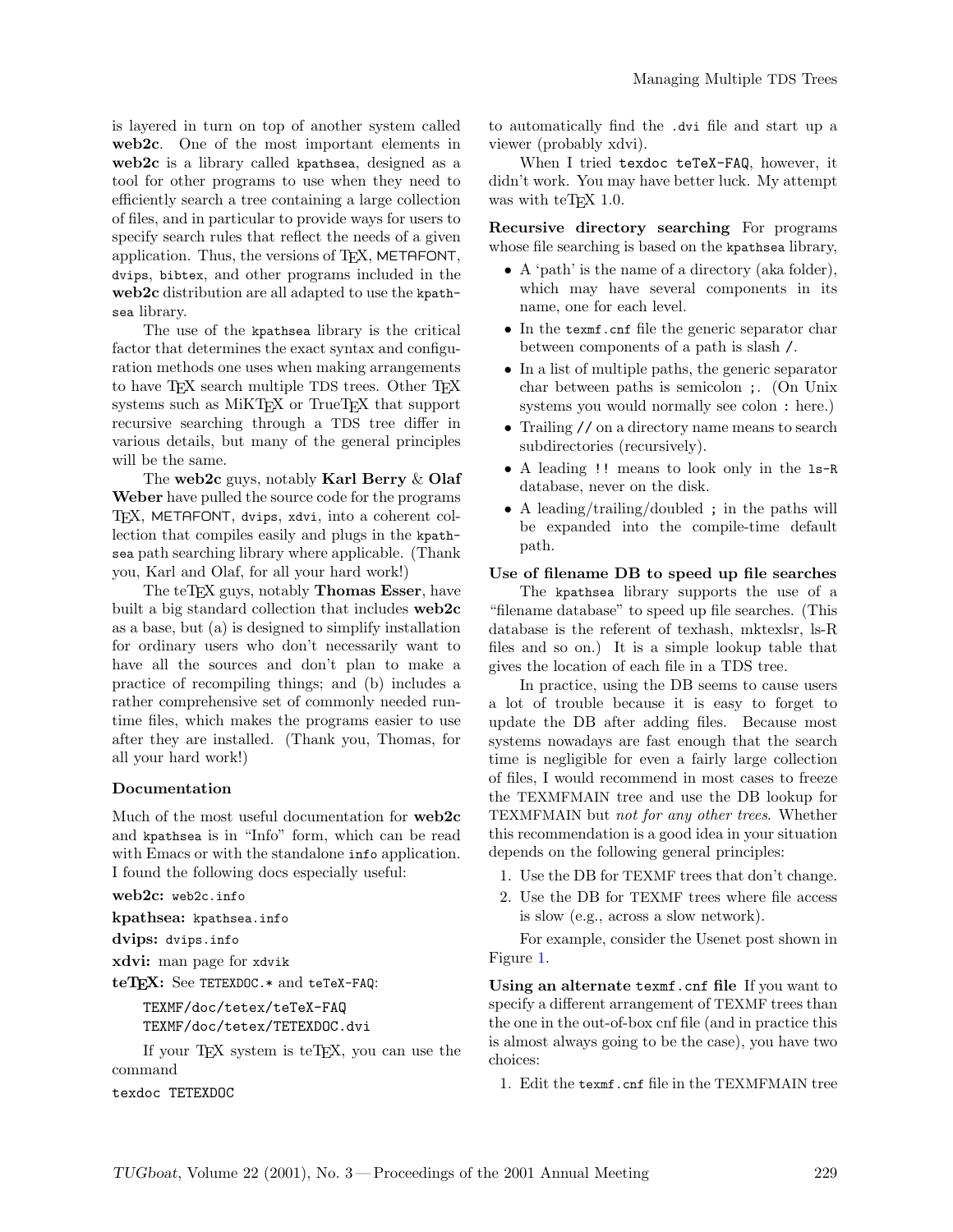is layered in turn on top of another system called **web2c**. One of the most important elements in **web2c** is a library called kpathsea, designed as a tool for other programs to use when they need to efficiently search a tree containing a large collection of files, and in particular to provide ways for users to specify search rules that reflect the needs of a given application. Thus, the versions of TeX, METAFONT, dvips, bibtex, and other programs included in the **web2c** distribution are all adapted to use the kpathsea library.

The use of the kpathsea library is the critical factor that determines the exact syntax and configuration methods one uses when making arrangements to have TeX search multiple TDS trees. Other TeX systems such as MiKTeX or TrueTeX that support recursive searching through a TDS tree differ in various details, but many of the general principles will be the same.

The **web2c** guys, notably **Karl Berry** & **Olaf Weber** have pulled the source code for the programs TeX, METAFONT, dvips, xdvi, into a coherent collection that compiles easily and plugs in the kpathsea path searching library where applicable. (Thank you, Karl and Olaf, for all your hard work!)

The teTeX guys, notably **Thomas Esser**, have built a big standard collection that includes **web2c** as a base, but (a) is designed to simplify installation for ordinary users who don't necessarily want to have all the sources and don't plan to make a practice of recompiling things; and (b) includes a rather comprehensive set of commonly needed runtime files, which makes the programs easier to use after they are installed. (Thank you, Thomas, for all your hard work!)

### Documentation

Much of the most useful documentation for **web2c** and kpathsea is in "Info" form, which can be read with Emacs or with the standalone info application. I found the following docs especially useful:

**web2c:** web2c.info

**kpathsea:** kpathsea.info

**dvips:** dvips.info

**xdvi:** man page for xdvik

**teTeX:** See TETEXDOC.* and teTeX-FAQ:

```
TEXMF/doc/tetex/teTeX-FAQ
TEXMF/doc/tetex/TETEXDOC.dvi
```

If your TeX system is teTeX, you can use the command

```
texdoc TETEXDOC
```

to automatically find the .dvi file and start up a viewer (probably xdvi).

When I tried `texdoc teTeX-FAQ`, however, it didn't work. You may have better luck. My attempt was with teTeX 1.0.

**Recursive directory searching** For programs whose file searching is based on the kpathsea library,

- A 'path' is the name of a directory (aka folder), which may have several components in its name, one for each level.
- In the texmf.cnf file the generic separator char between components of a path is slash `/`.
- In a list of multiple paths, the generic separator char between paths is semicolon `;`. (On Unix systems you would normally see colon `:` here.)
- Trailing `//` on a directory name means to search subdirectories (recursively).
- A leading `!!` means to look only in the ls-R database, never on the disk.
- A leading/trailing/doubled `;` in the paths will be expanded into the compile-time default path.

**Use of filename DB to speed up file searches**

The kpathsea library supports the use of a "filename database" to speed up file searches. (This database is the referent of texhash, mktexlsr, ls-R files and so on.) It is a simple lookup table that gives the location of each file in a TDS tree.

In practice, using the DB seems to cause users a lot of trouble because it is easy to forget to update the DB after adding files. Because most systems nowadays are fast enough that the search time is negligible for even a fairly large collection of files, I would recommend in most cases to freeze the TEXMFMAIN tree and use the DB lookup for TEXMFMAIN but *not for any other trees*. Whether this recommendation is a good idea in your situation depends on the following general principles:

1. Use the DB for TEXMF trees that don't change.
2. Use the DB for TEXMF trees where file access is slow (e.g., across a slow network).

For example, consider the Usenet post shown in Figure 1.

**Using an alternate texmf.cnf file** If you want to specify a different arrangement of TEXMF trees than the one in the out-of-box cnf file (and in practice this is almost always going to be the case), you have two choices:

1. Edit the texmf.cnf file in the TEXMFMAIN tree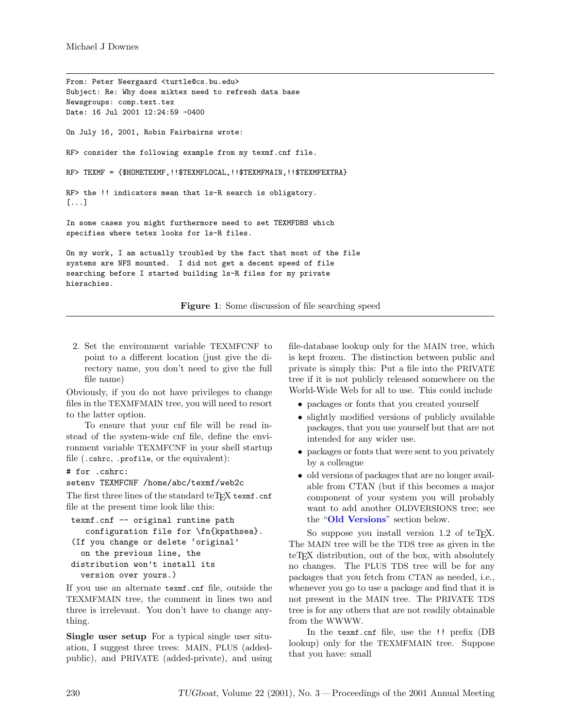```
From: Peter Neergaard <turtle@cs.bu.edu>
Subject: Re: Why does miktex need to refresh data base
Newsgroups: comp.text.tex
Date: 16 Jul 2001 12:24:59 -0400

On July 16, 2001, Robin Fairbairns wrote:

RF> consider the following example from my texmf.cnf file.

RF> TEXMF = {$HOMETEXMF,!!$TEXMFLOCAL,!!$TEXMFMAIN,!!$TEXMFEXTRA}

RF> the !! indicators mean that ls-R search is obligatory.
[...]

In some cases you might furthermore need to set TEXMFDBS which
specifies where tetex looks for ls-R files.

On my work, I am actually troubled by the fact that most of the file
systems are NFS mounted.  I did not get a decent speed of file
searching before I started building ls-R files for my private
hierachies.
```

**Figure 1**: Some discussion of file searching speed

2. Set the environment variable TEXMFCNF to point to a different location (just give the directory name, you don't need to give the full file name)

Obviously, if you do not have privileges to change files in the TEXMFMAIN tree, you will need to resort to the latter option.

To ensure that your cnf file will be read instead of the system-wide cnf file, define the environment variable TEXMFCNF in your shell startup file (`.cshrc`, `.profile`, or the equivalent):

```
# for .cshrc:
setenv TEXMFCNF /home/abc/texmf/web2c
```

The first three lines of the standard teTeX `texmf.cnf` file at the present time look like this:

```
texmf.cnf -- original runtime path
    configuration file for \fn{kpathsea}.
(If you change or delete 'original'
   on the previous line, the
distribution won't install its
   version over yours.)
```

If you use an alternate `texmf.cnf` file, outside the TEXMFMAIN tree, the comment in lines two and three is irrelevant. You don't have to change anything.

**Single user setup** For a typical single user situation, I suggest three trees: MAIN, PLUS (added-public), and PRIVATE (added-private), and using file-database lookup only for the MAIN tree, which is kept frozen. The distinction between public and private is simply this: Put a file into the PRIVATE tree if it is not publicly released somewhere on the World-Wide Web for all to use. This could include

- packages or fonts that you created yourself
- slightly modified versions of publicly available packages, that you use yourself but that are not intended for any wider use.
- packages or fonts that were sent to you privately by a colleague
- old versions of packages that are no longer available from CTAN (but if this becomes a major component of your system you will probably want to add another OLDVERSIONS tree; see the "**Old Versions**" section below.

So suppose you install version 1.2 of teTeX. The MAIN tree will be the TDS tree as given in the teTeX distribution, out of the box, with absolutely no changes. The PLUS TDS tree will be for any packages that you fetch from CTAN as needed, i.e., whenever you go to use a package and find that it is not present in the MAIN tree. The PRIVATE TDS tree is for any others that are not readily obtainable from the WWWW.

In the `texmf.cnf` file, use the `!!` prefix (DB lookup) only for the TEXMFMAIN tree. Suppose that you have: small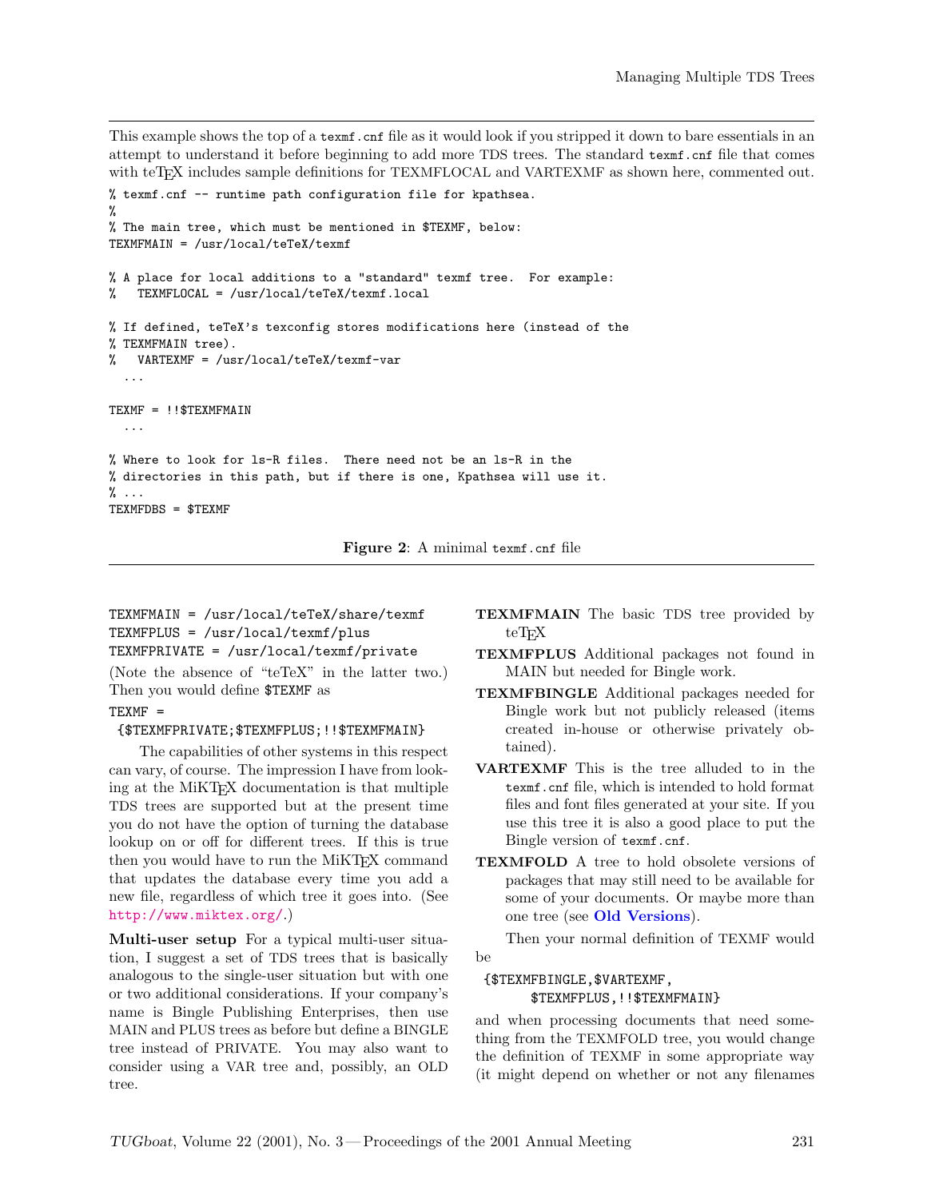This example shows the top of a `texmf.cnf` file as it would look if you stripped it down to bare essentials in an attempt to understand it before beginning to add more TDS trees. The standard `texmf.cnf` file that comes with teTEX includes sample definitions for TEXMFLOCAL and VARTEXMF as shown here, commented out.

```
% texmf.cnf -- runtime path configuration file for kpathsea.
%
% The main tree, which must be mentioned in $TEXMF, below:
TEXMFMAIN = /usr/local/teTeX/texmf

% A place for local additions to a "standard" texmf tree.  For example:
%   TEXMFLOCAL = /usr/local/teTeX/texmf.local

% If defined, teTeX's texconfig stores modifications here (instead of the
% TEXMFMAIN tree).
%   VARTEXMF = /usr/local/teTeX/texmf-var
  ...

TEXMF = !!$TEXMFMAIN
  ...

% Where to look for ls-R files.  There need not be an ls-R in the
% directories in this path, but if there is one, Kpathsea will use it.
% ...
TEXMFDBS = $TEXMF
```

**Figure 2**: A minimal `texmf.cnf` file

```
TEXMFMAIN = /usr/local/teTeX/share/texmf
TEXMFPLUS = /usr/local/texmf/plus
TEXMFPRIVATE = /usr/local/texmf/private
```

(Note the absence of "teTeX" in the latter two.) Then you would define `$TEXMF` as

```
TEXMF =
 {$TEXMFPRIVATE;$TEXMFPLUS;!!$TEXMFMAIN}
```

The capabilities of other systems in this respect can vary, of course. The impression I have from looking at the MiKTEX documentation is that multiple TDS trees are supported but at the present time you do not have the option of turning the database lookup on or off for different trees. If this is true then you would have to run the MiKTEX command that updates the database every time you add a new file, regardless of which tree it goes into. (See http://www.miktex.org/.)

**Multi-user setup** For a typical multi-user situation, I suggest a set of TDS trees that is basically analogous to the single-user situation but with one or two additional considerations. If your company's name is Bingle Publishing Enterprises, then use MAIN and PLUS trees as before but define a BINGLE tree instead of PRIVATE. You may also want to consider using a VAR tree and, possibly, an OLD tree.

**TEXMFMAIN** The basic TDS tree provided by teTEX

**TEXMFPLUS** Additional packages not found in MAIN but needed for Bingle work.

**TEXMFBINGLE** Additional packages needed for Bingle work but not publicly released (items created in-house or otherwise privately obtained).

**VARTEXMF** This is the tree alluded to in the `texmf.cnf` file, which is intended to hold format files and font files generated at your site. If you use this tree it is also a good place to put the Bingle version of `texmf.cnf`.

**TEXMFOLD** A tree to hold obsolete versions of packages that may still need to be available for some of your documents. Or maybe more than one tree (see **Old Versions**).

Then your normal definition of TEXMF would be

```
{$TEXMFBINGLE,$VARTEXMF,
     $TEXMFPLUS,!!$TEXMFMAIN}
```

and when processing documents that need something from the TEXMFOLD tree, you would change the definition of TEXMF in some appropriate way (it might depend on whether or not any filenames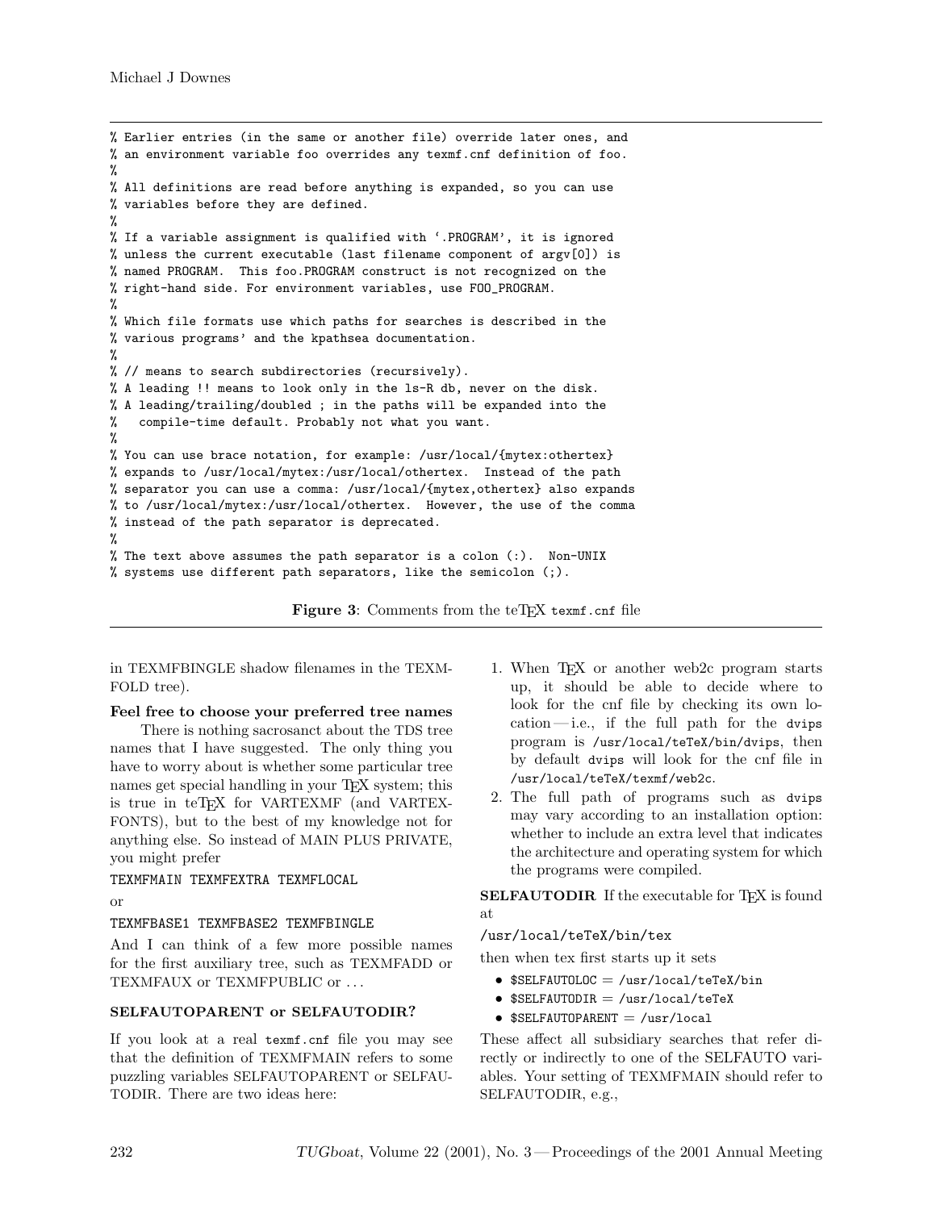```
% Earlier entries (in the same or another file) override later ones, and
% an environment variable foo overrides any texmf.cnf definition of foo.
%
% All definitions are read before anything is expanded, so you can use
% variables before they are defined.
%
% If a variable assignment is qualified with '.PROGRAM', it is ignored
% unless the current executable (last filename component of argv[0]) is
% named PROGRAM.  This foo.PROGRAM construct is not recognized on the
% right-hand side. For environment variables, use FOO_PROGRAM.
%
% Which file formats use which paths for searches is described in the
% various programs' and the kpathsea documentation.
%
% // means to search subdirectories (recursively).
% A leading !! means to look only in the ls-R db, never on the disk.
% A leading/trailing/doubled ; in the paths will be expanded into the
%   compile-time default. Probably not what you want.
%
% You can use brace notation, for example: /usr/local/{mytex:othertex}
% expands to /usr/local/mytex:/usr/local/othertex.  Instead of the path
% separator you can use a comma: /usr/local/{mytex,othertex} also expands
% to /usr/local/mytex:/usr/local/othertex.  However, the use of the comma
% instead of the path separator is deprecated.
%
% The text above assumes the path separator is a colon (:).  Non-UNIX
% systems use different path separators, like the semicolon (;).
```

**Figure 3**: Comments from the teTEX `texmf.cnf` file

in TEXMFBINGLE shadow filenames in the TEXMFOLD tree).

**Feel free to choose your preferred tree names**

There is nothing sacrosanct about the TDS tree names that I have suggested. The only thing you have to worry about is whether some particular tree names get special handling in your TEX system; this is true in teTEX for VARTEXMF (and VARTEXFONTS), but to the best of my knowledge not for anything else. So instead of MAIN PLUS PRIVATE, you might prefer

```
TEXMFMAIN TEXMFEXTRA TEXMFLOCAL
```

or

```
TEXMFBASE1 TEXMFBASE2 TEXMFBINGLE
```

And I can think of a few more possible names for the first auxiliary tree, such as TEXMFADD or TEXMFAUX or TEXMFPUBLIC or ...

### SELFAUTOPARENT or SELFAUTODIR?

If you look at a real `texmf.cnf` file you may see that the definition of TEXMFMAIN refers to some puzzling variables SELFAUTOPARENT or SELFAUTODIR. There are two ideas here:

1. When TEX or another web2c program starts up, it should be able to decide where to look for the cnf file by checking its own location — i.e., if the full path for the `dvips` program is `/usr/local/teTeX/bin/dvips`, then by default `dvips` will look for the cnf file in `/usr/local/teTeX/texmf/web2c`.
2. The full path of programs such as `dvips` may vary according to an installation option: whether to include an extra level that indicates the architecture and operating system for which the programs were compiled.

**SELFAUTODIR** If the executable for TEX is found at

`/usr/local/teTeX/bin/tex`

then when tex first starts up it sets

- `$SELFAUTOLOC` = `/usr/local/teTeX/bin`
- `$SELFAUTODIR` = `/usr/local/teTeX`
- `$SELFAUTOPARENT` = `/usr/local`

These affect all subsidiary searches that refer directly or indirectly to one of the SELFAUTO variables. Your setting of TEXMFMAIN should refer to SELFAUTODIR, e.g.,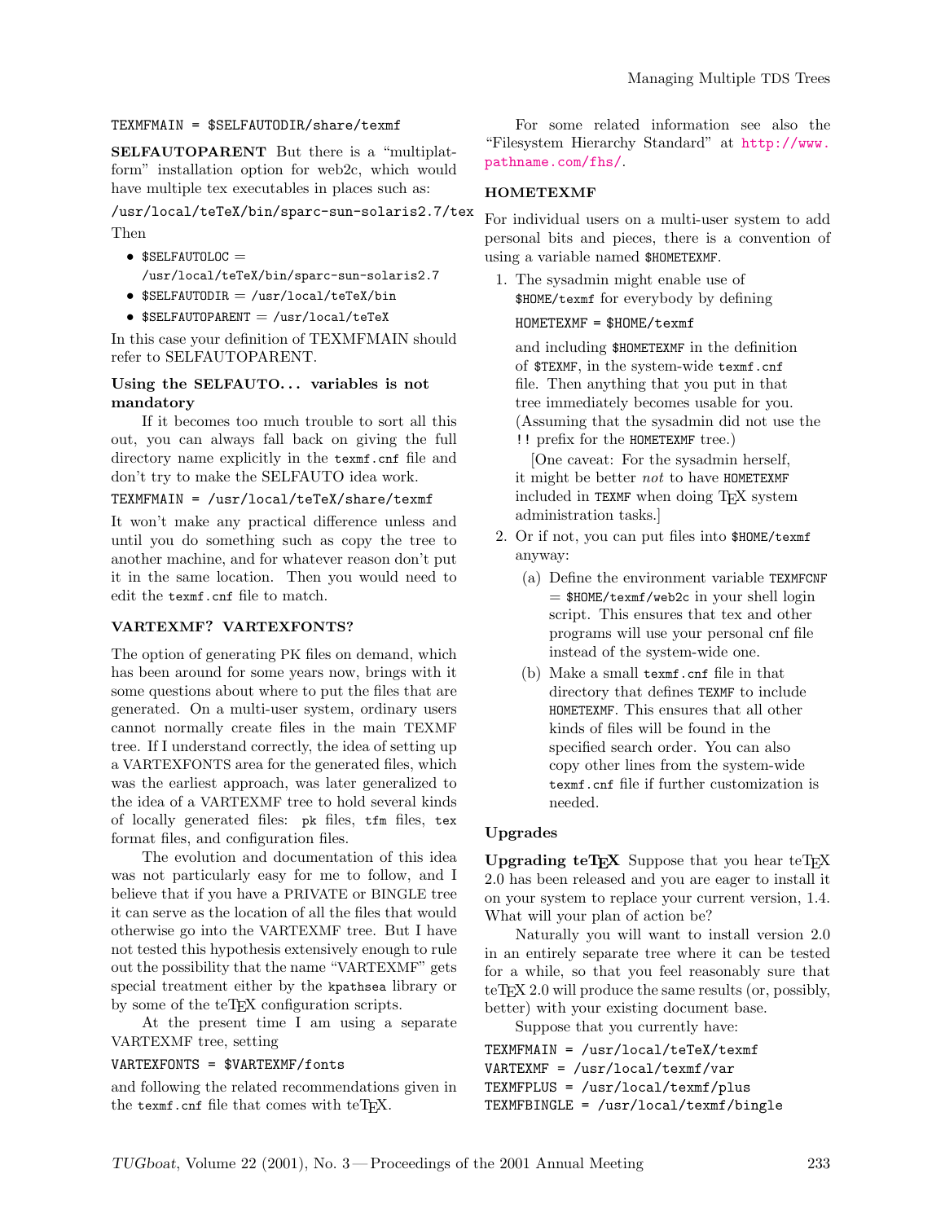```
TEXMFMAIN = $SELFAUTODIR/share/texmf
```

**SELFAUTOPARENT** But there is a "multiplatform" installation option for web2c, which would have multiple tex executables in places such as:

```
/usr/local/teTeX/bin/sparc-sun-solaris2.7/tex
```

Then

- `$SELFAUTOLOC` = `/usr/local/teTeX/bin/sparc-sun-solaris2.7`
- `$SELFAUTODIR` = `/usr/local/teTeX/bin`
- `$SELFAUTOPARENT` = `/usr/local/teTeX`

In this case your definition of TEXMFMAIN should refer to SELFAUTOPARENT.

**Using the SELFAUTO... variables is not mandatory**

If it becomes too much trouble to sort all this out, you can always fall back on giving the full directory name explicitly in the `texmf.cnf` file and don't try to make the SELFAUTO idea work.

```
TEXMFMAIN = /usr/local/teTeX/share/texmf
```

It won't make any practical difference unless and until you do something such as copy the tree to another machine, and for whatever reason don't put it in the same location. Then you would need to edit the `texmf.cnf` file to match.

### VARTEXMF? VARTEXFONTS?

The option of generating PK files on demand, which has been around for some years now, brings with it some questions about where to put the files that are generated. On a multi-user system, ordinary users cannot normally create files in the main TEXMF tree. If I understand correctly, the idea of setting up a VARTEXFONTS area for the generated files, which was the earliest approach, was later generalized to the idea of a VARTEXMF tree to hold several kinds of locally generated files: `pk` files, `tfm` files, `tex` format files, and configuration files.

The evolution and documentation of this idea was not particularly easy for me to follow, and I believe that if you have a PRIVATE or BINGLE tree it can serve as the location of all the files that would otherwise go into the VARTEXMF tree. But I have not tested this hypothesis extensively enough to rule out the possibility that the name "VARTEXMF" gets special treatment either by the `kpathsea` library or by some of the teTeX configuration scripts.

At the present time I am using a separate VARTEXMF tree, setting

```
VARTEXFONTS = $VARTEXMF/fonts
```

and following the related recommendations given in the `texmf.cnf` file that comes with teTeX.

For some related information see also the "Filesystem Hierarchy Standard" at http://www.pathname.com/fhs/.

### HOMETEXMF

For individual users on a multi-user system to add personal bits and pieces, there is a convention of using a variable named `$HOMETEXMF`.

1. The sysadmin might enable use of `$HOME/texmf` for everybody by defining

   ```
   HOMETEXMF = $HOME/texmf
   ```

   and including `$HOMETEXMF` in the definition of `$TEXMF`, in the system-wide `texmf.cnf` file. Then anything that you put in that tree immediately becomes usable for you. (Assuming that the sysadmin did not use the `!!` prefix for the `HOMETEXMF` tree.)

   [One caveat: For the sysadmin herself, it might be better *not* to have `HOMETEXMF` included in `TEXMF` when doing TeX system administration tasks.]

2. Or if not, you can put files into `$HOME/texmf` anyway:

   (a) Define the environment variable `TEXMFCNF` = `$HOME/texmf/web2c` in your shell login script. This ensures that tex and other programs will use your personal cnf file instead of the system-wide one.

   (b) Make a small `texmf.cnf` file in that directory that defines `TEXMF` to include `HOMETEXMF`. This ensures that all other kinds of files will be found in the specified search order. You can also copy other lines from the system-wide `texmf.cnf` file if further customization is needed.

### Upgrades

**Upgrading teTeX** Suppose that you hear teTeX 2.0 has been released and you are eager to install it on your system to replace your current version, 1.4. What will your plan of action be?

Naturally you will want to install version 2.0 in an entirely separate tree where it can be tested for a while, so that you feel reasonably sure that teTeX 2.0 will produce the same results (or, possibly, better) with your existing document base.

Suppose that you currently have:

```
TEXMFMAIN = /usr/local/teTeX/texmf
VARTEXMF = /usr/local/texmf/var
TEXMFPLUS = /usr/local/texmf/plus
TEXMFBINGLE = /usr/local/texmf/bingle
```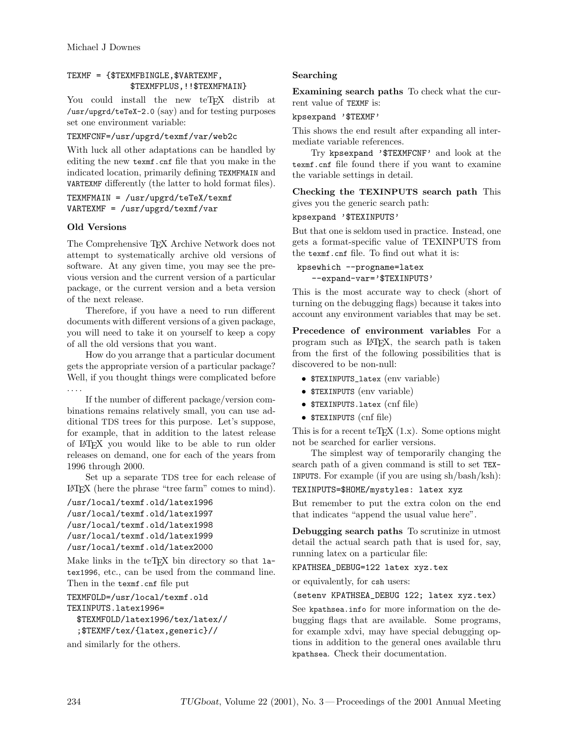```
TEXMF = {$TEXMFBINGLE,$VARTEXMF,
            $TEXMFPLUS,!!$TEXMFMAIN}
```

You could install the new teTeX distrib at `/usr/upgrd/teTeX-2.0` (say) and for testing purposes set one environment variable:

```
TEXMFCNF=/usr/upgrd/texmf/var/web2c
```

With luck all other adaptations can be handled by editing the new `texmf.cnf` file that you make in the indicated location, primarily defining `TEXMFMAIN` and `VARTEXMF` differently (the latter to hold format files).

```
TEXMFMAIN = /usr/upgrd/teTeX/texmf
VARTEXMF = /usr/upgrd/texmf/var
```

### Old Versions

The Comprehensive TeX Archive Network does not attempt to systematically archive old versions of software. At any given time, you may see the previous version and the current version of a particular package, or the current version and a beta version of the next release.

Therefore, if you have a need to run different documents with different versions of a given package, you will need to take it on yourself to keep a copy of all the old versions that you want.

How do you arrange that a particular document gets the appropriate version of a particular package? Well, if you thought things were complicated before ....

If the number of different package/version combinations remains relatively small, you can use additional TDS trees for this purpose. Let's suppose, for example, that in addition to the latest release of LaTeX you would like to be able to run older releases on demand, one for each of the years from 1996 through 2000.

Set up a separate TDS tree for each release of LaTeX (here the phrase "tree farm" comes to mind).

```
/usr/local/texmf.old/latex1996
/usr/local/texmf.old/latex1997
/usr/local/texmf.old/latex1998
/usr/local/texmf.old/latex1999
/usr/local/texmf.old/latex2000
```

Make links in the teTeX bin directory so that `latex1996`, etc., can be used from the command line. Then in the `texmf.cnf` file put

```
TEXMFOLD=/usr/local/texmf.old
TEXINPUTS.latex1996=
  $TEXMFOLD/latex1996/tex/latex//
  ;$TEXMF/tex/{latex,generic}//
```

and similarly for the others.

### Searching

**Examining search paths** To check what the current value of `TEXMF` is:

```
kpsexpand '$TEXMF'
```

This shows the end result after expanding all intermediate variable references.

Try `kpsexpand '$TEXMFCNF'` and look at the `texmf.cnf` file found there if you want to examine the variable settings in detail.

**Checking the TEXINPUTS search path** This gives you the generic search path:

```
kpsexpand '$TEXINPUTS'
```

But that one is seldom used in practice. Instead, one gets a format-specific value of TEXINPUTS from the `texmf.cnf` file. To find out what it is:

```
kpsewhich --progname=latex
   --expand-var='$TEXINPUTS'
```

This is the most accurate way to check (short of turning on the debugging flags) because it takes into account any environment variables that may be set.

**Precedence of environment variables** For a program such as LaTeX, the search path is taken from the first of the following possibilities that is discovered to be non-null:

- `$TEXINPUTS_latex` (env variable)
- `$TEXINPUTS` (env variable)
- `$TEXINPUTS.latex` (cnf file)
- `$TEXINPUTS` (cnf file)

This is for a recent teTeX (1.x). Some options might not be searched for earlier versions.

The simplest way of temporarily changing the search path of a given command is still to set `TEXINPUTS`. For example (if you are using sh/bash/ksh):

```
TEXINPUTS=$HOME/mystyles: latex xyz
```

But remember to put the extra colon on the end that indicates "append the usual value here".

**Debugging search paths** To scrutinize in utmost detail the actual search path that is used for, say, running latex on a particular file:

```
KPATHSEA_DEBUG=122 latex xyz.tex
```

or equivalently, for `csh` users:

```
(setenv KPATHSEA_DEBUG 122; latex xyz.tex)
```

See `kpathsea.info` for more information on the debugging flags that are available. Some programs, for example xdvi, may have special debugging options in addition to the general ones available thru `kpathsea`. Check their documentation.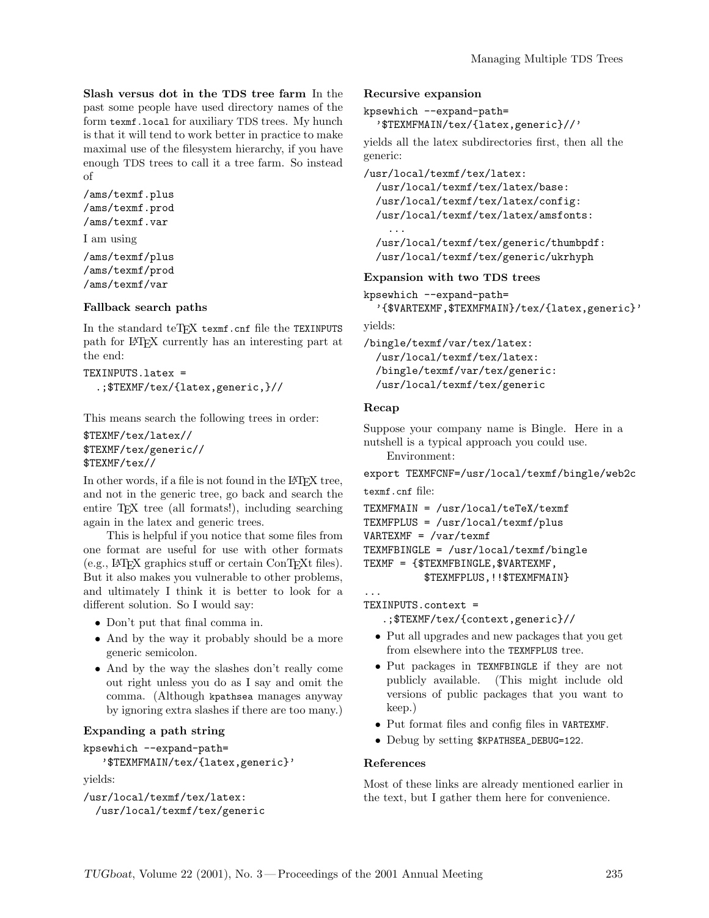**Slash versus dot in the TDS tree farm** In the past some people have used directory names of the form `texmf.local` for auxiliary TDS trees. My hunch is that it will tend to work better in practice to make maximal use of the filesystem hierarchy, if you have enough TDS trees to call it a tree farm. So instead of

```
/ams/texmf.plus
/ams/texmf.prod
/ams/texmf.var
```

I am using

```
/ams/texmf/plus
/ams/texmf/prod
/ams/texmf/var
```

### Fallback search paths

In the standard teTeX `texmf.cnf` file the `TEXINPUTS` path for LaTeX currently has an interesting part at the end:

```
TEXINPUTS.latex =
  .;$TEXMF/tex/{latex,generic,}//
```

This means search the following trees in order:

```
$TEXMF/tex/latex//
$TEXMF/tex/generic//
$TEXMF/tex//
```

In other words, if a file is not found in the LaTeX tree, and not in the generic tree, go back and search the entire TeX tree (all formats!), including searching again in the latex and generic trees.

This is helpful if you notice that some files from one format are useful for use with other formats (e.g., LaTeX graphics stuff or certain ConTeXt files). But it also makes you vulnerable to other problems, and ultimately I think it is better to look for a different solution. So I would say:

- Don't put that final comma in.
- And by the way it probably should be a more generic semicolon.
- And by the way the slashes don't really come out right unless you do as I say and omit the comma. (Although `kpathsea` manages anyway by ignoring extra slashes if there are too many.)

### Expanding a path string

```
kpsewhich --expand-path=
   '$TEXMFMAIN/tex/{latex,generic}'
```

yields:

```
/usr/local/texmf/tex/latex:
  /usr/local/texmf/tex/generic
```

### Recursive expansion

```
kpsewhich --expand-path=
  '$TEXMFMAIN/tex/{latex,generic}//'
```

yields all the latex subdirectories first, then all the generic:

```
/usr/local/texmf/tex/latex:
  /usr/local/texmf/tex/latex/base:
  /usr/local/texmf/tex/latex/config:
  /usr/local/texmf/tex/latex/amsfonts:
    ...
  /usr/local/texmf/tex/generic/thumbpdf:
  /usr/local/texmf/tex/generic/ukrhyph
```

### Expansion with two TDS trees

```
kpsewhich --expand-path=
  '{$VARTEXMF,$TEXMFMAIN}/tex/{latex,generic}'
```

yields:

```
/bingle/texmf/var/tex/latex:
  /usr/local/texmf/tex/latex:
  /bingle/texmf/var/tex/generic:
  /usr/local/texmf/tex/generic
```

### Recap

Suppose your company name is Bingle. Here in a nutshell is a typical approach you could use.

Environment:

```
export TEXMFCNF=/usr/local/texmf/bingle/web2c
```

`texmf.cnf` file:

```
TEXMFMAIN = /usr/local/teTeX/texmf
TEXMFPLUS = /usr/local/texmf/plus
VARTEXMF = /var/texmf
TEXMFBINGLE = /usr/local/texmf/bingle
TEXMF = {$TEXMFBINGLE,$VARTEXMF,
         $TEXMFPLUS,!!$TEXMFMAIN}
...
TEXINPUTS.context =
   .;$TEXMF/tex/{context,generic}//
```

- Put all upgrades and new packages that you get from elsewhere into the `TEXMFPLUS` tree.
- Put packages in `TEXMFBINGLE` if they are not publicly available. (This might include old versions of public packages that you want to keep.)
- Put format files and config files in `VARTEXMF`.
- Debug by setting `$KPATHSEA_DEBUG=122`.

### References

Most of these links are already mentioned earlier in the text, but I gather them here for convenience.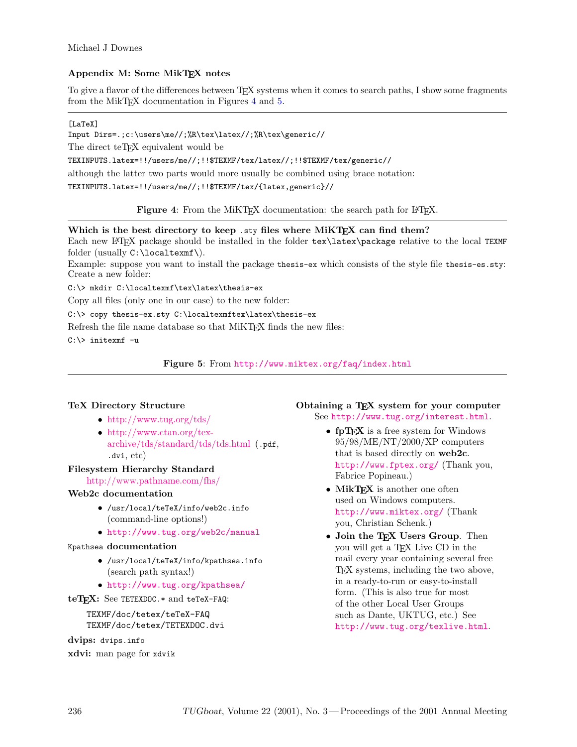## Appendix M: Some MikTeX notes

To give a flavor of the differences between TeX systems when it comes to search paths, I show some fragments from the MikTeX documentation in Figures 4 and 5.

```
[LaTeX]
Input Dirs=.;c:\users\me//;%R\tex\latex//;%R\tex\generic//
```

The direct teTeX equivalent would be

```
TEXINPUTS.latex=!!/users/me//;!!$TEXMF/tex/latex//;!!$TEXMF/tex/generic//
```

although the latter two parts would more usually be combined using brace notation:

```
TEXINPUTS.latex=!!/users/me//;!!$TEXMF/tex/{latex,generic}//
```

**Figure 4**: From the MiKTeX documentation: the search path for LaTeX.

**Which is the best directory to keep `.sty` files where MiKTeX can find them?**
Each new LaTeX package should be installed in the folder `tex\latex\package` relative to the local `TEXMF` folder (usually `C:\localtexmf\`).
Example: suppose you want to install the package `thesis-ex` which consists of the style file `thesis-es.sty`: Create a new folder:

```
C:\> mkdir C:\localtexmf\tex\latex\thesis-ex
```

Copy all files (only one in our case) to the new folder:

```
C:\> copy thesis-ex.sty C:\localtexmftex\latex\thesis-ex
```

Refresh the file name database so that MiKTeX finds the new files:

```
C:\> initexmf -u
```

**Figure 5**: From http://www.miktex.org/faq/index.html

**TeX Directory Structure**

- http://www.tug.org/tds/
- http://www.ctan.org/tex-archive/tds/standard/tds/tds.html (`.pdf`, `.dvi`, etc)

**Filesystem Hierarchy Standard**
http://www.pathname.com/fhs/

**Web2c documentation**

- `/usr/local/teTeX/info/web2c.info` (command-line options!)
- http://www.tug.org/web2c/manual

**`Kpathsea` documentation**

- `/usr/local/teTeX/info/kpathsea.info` (search path syntax!)
- http://www.tug.org/kpathsea/

**teTeX:** See `TETEXDOC.*` and `teTeX-FAQ`:

```
TEXMF/doc/tetex/teTeX-FAQ
TEXMF/doc/tetex/TETEXDOC.dvi
```

**dvips:** `dvips.info`

**xdvi:** man page for `xdvik`

**Obtaining a TeX system for your computer**
See http://www.tug.org/interest.html.

- **fpTeX** is a free system for Windows 95/98/ME/NT/2000/XP computers that is based directly on **web2c**. http://www.fptex.org/ (Thank you, Fabrice Popineau.)
- **MikTeX** is another one often used on Windows computers. http://www.miktex.org/ (Thank you, Christian Schenk.)
- **Join the TeX Users Group**. Then you will get a TeX Live CD in the mail every year containing several free TeX systems, including the two above, in a ready-to-run or easy-to-install form. (This is also true for most of the other Local User Groups such as Dante, UKTUG, etc.) See http://www.tug.org/texlive.html.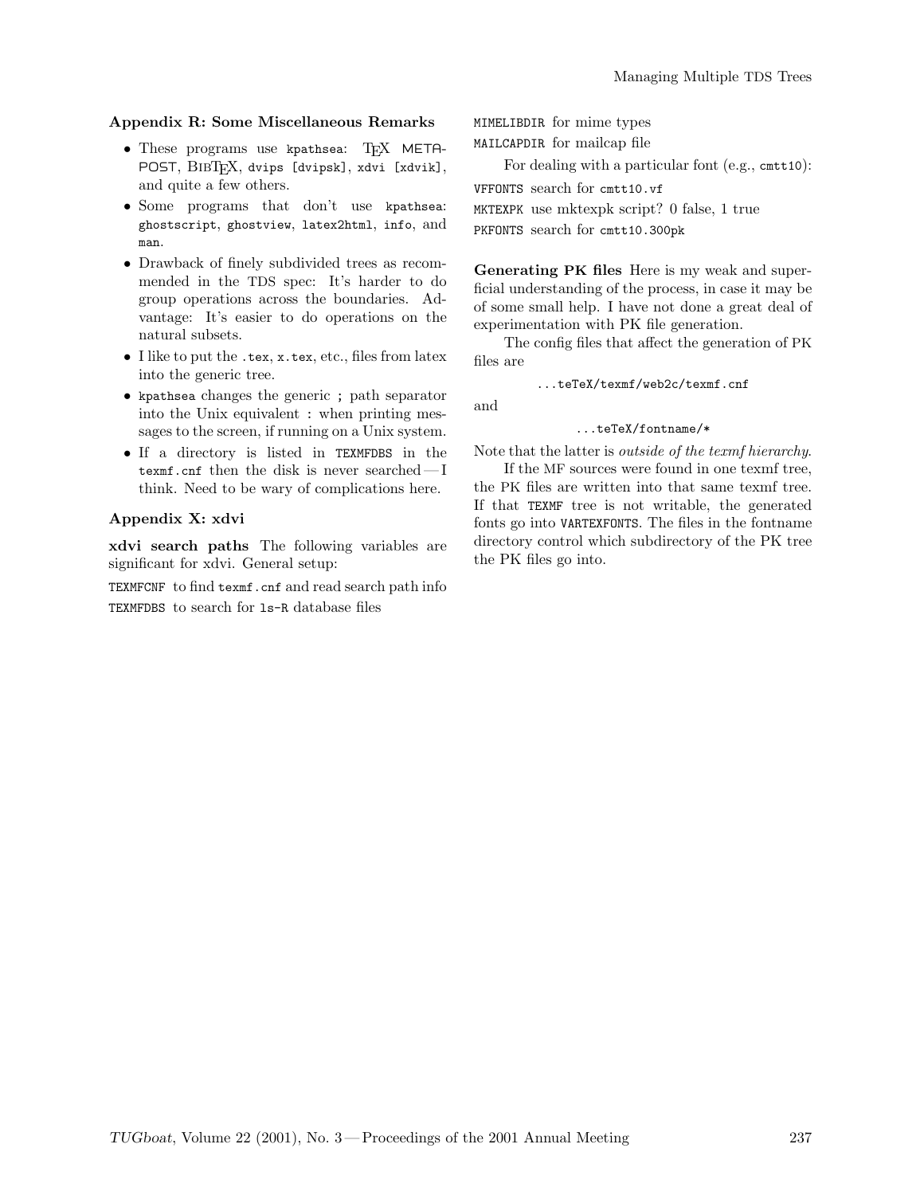### Appendix R: Some Miscellaneous Remarks

- These programs use `kpathsea`: TeX METAPOST, BibTeX, `dvips [dvipsk]`, `xdvi [xdvik]`, and quite a few others.
- Some programs that don't use `kpathsea`: `ghostscript`, `ghostview`, `latex2html`, `info`, and `man`.
- Drawback of finely subdivided trees as recommended in the TDS spec: It's harder to do group operations across the boundaries. Advantage: It's easier to do operations on the natural subsets.
- I like to put the `.tex`, `x.tex`, etc., files from latex into the generic tree.
- `kpathsea` changes the generic `;` path separator into the Unix equivalent `:` when printing messages to the screen, if running on a Unix system.
- If a directory is listed in `TEXMFDBS` in the `texmf.cnf` then the disk is never searched — I think. Need to be wary of complications here.

### Appendix X: xdvi

**xdvi search paths** The following variables are significant for xdvi. General setup:

`TEXMFCNF` to find `texmf.cnf` and read search path info

`TEXMFDBS` to search for `ls-R` database files

`MIMELIBDIR` for mime types

`MAILCAPDIR` for mailcap file

For dealing with a particular font (e.g., `cmtt10`):

`VFFONTS` search for `cmtt10.vf`

`MKTEXPK` use mktexpk script? 0 false, 1 true

`PKFONTS` search for `cmtt10.300pk`

**Generating PK files** Here is my weak and superficial understanding of the process, in case it may be of some small help. I have not done a great deal of experimentation with PK file generation.

The config files that affect the generation of PK files are

```
...teTeX/texmf/web2c/texmf.cnf
```

and

```
...teTeX/fontname/*
```

Note that the latter is *outside of the texmf hierarchy*.

If the MF sources were found in one texmf tree, the PK files are written into that same texmf tree. If that `TEXMF` tree is not writable, the generated fonts go into `VARTEXFONTS`. The files in the fontname directory control which subdirectory of the PK tree the PK files go into.